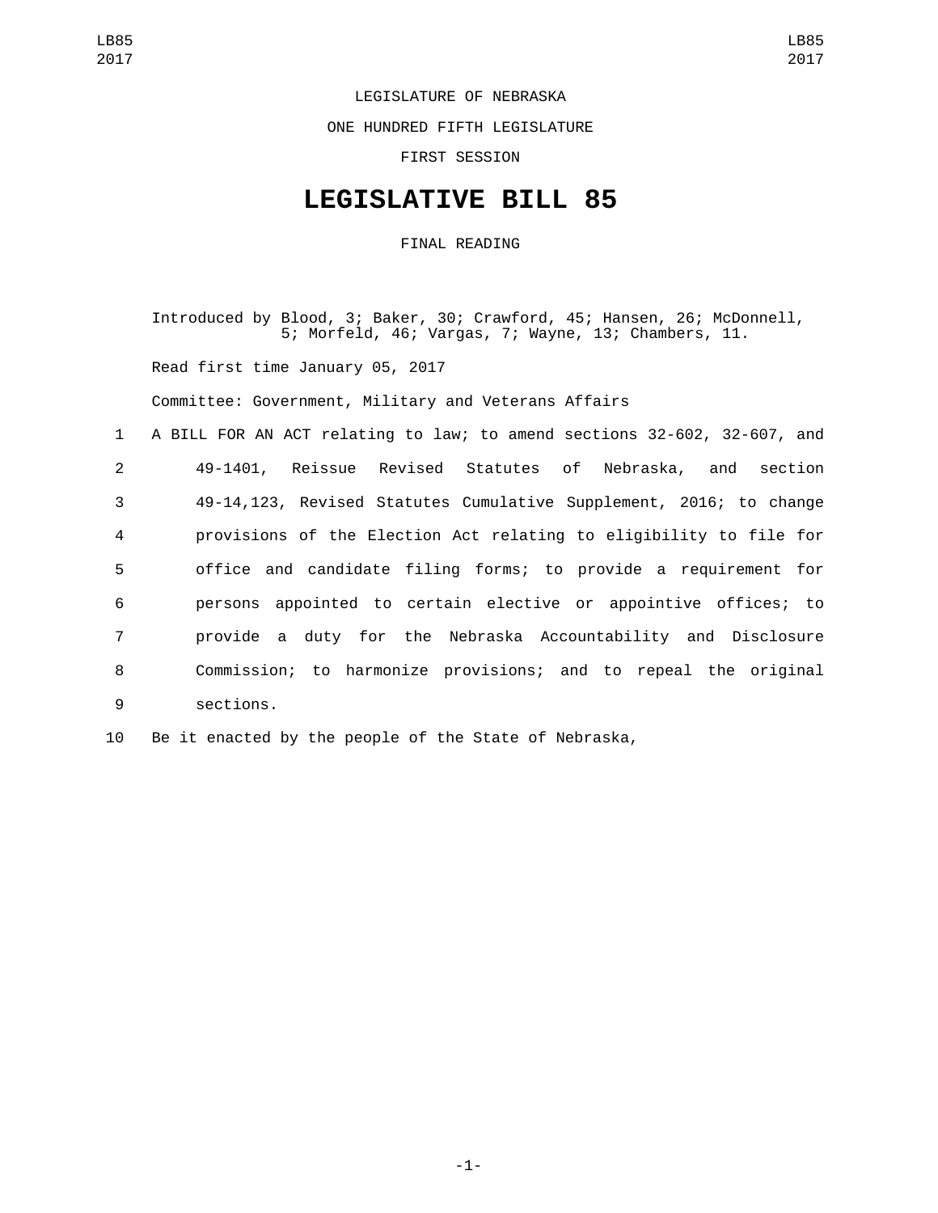LEGISLATURE OF NEBRASKA

ONE HUNDRED FIFTH LEGISLATURE

FIRST SESSION

# LEGISLATIVE BILL 85

FINAL READING

Introduced by Blood, 3; Baker, 30; Crawford, 45; Hansen, 26; McDonnell, 5; Morfeld, 46; Vargas, 7; Wayne, 13; Chambers, 11.

Read first time January 05, 2017

Committee: Government, Military and Veterans Affairs

A BILL FOR AN ACT relating to law; to amend sections 32-602, 32-607, and 49-1401, Reissue Revised Statutes of Nebraska, and section 49-14,123, Revised Statutes Cumulative Supplement, 2016; to change provisions of the Election Act relating to eligibility to file for office and candidate filing forms; to provide a requirement for persons appointed to certain elective or appointive offices; to provide a duty for the Nebraska Accountability and Disclosure Commission; to harmonize provisions; and to repeal the original sections.

Be it enacted by the people of the State of Nebraska,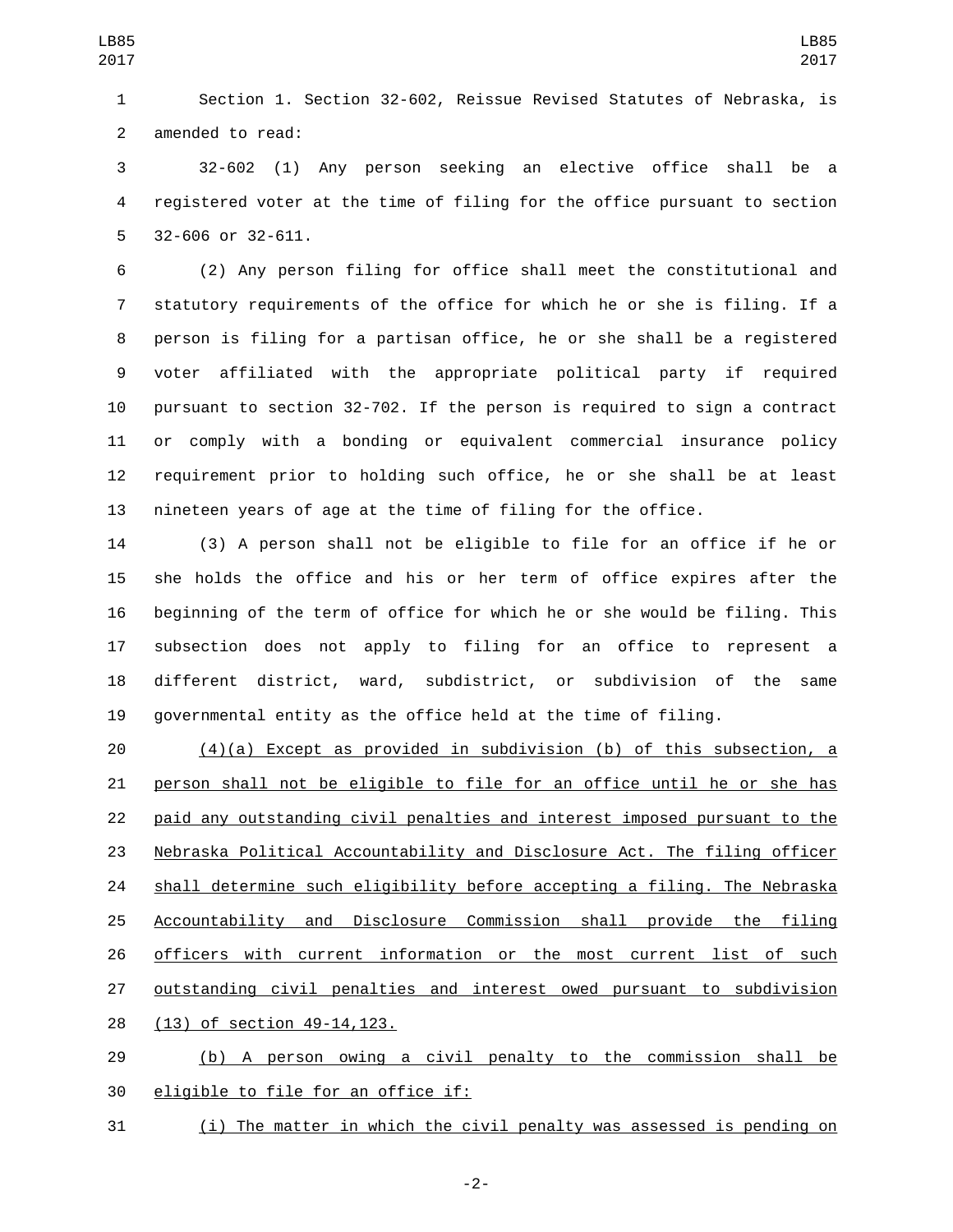Section 1. Section 32-602, Reissue Revised Statutes of Nebraska, is amended to read:

32-602 (1) Any person seeking an elective office shall be a registered voter at the time of filing for the office pursuant to section 32-606 or 32-611.

(2) Any person filing for office shall meet the constitutional and statutory requirements of the office for which he or she is filing. If a person is filing for a partisan office, he or she shall be a registered voter affiliated with the appropriate political party if required pursuant to section 32-702. If the person is required to sign a contract or comply with a bonding or equivalent commercial insurance policy requirement prior to holding such office, he or she shall be at least nineteen years of age at the time of filing for the office.

(3) A person shall not be eligible to file for an office if he or she holds the office and his or her term of office expires after the beginning of the term of office for which he or she would be filing. This subsection does not apply to filing for an office to represent a different district, ward, subdistrict, or subdivision of the same governmental entity as the office held at the time of filing.

(4)(a) Except as provided in subdivision (b) of this subsection, a person shall not be eligible to file for an office until he or she has paid any outstanding civil penalties and interest imposed pursuant to the Nebraska Political Accountability and Disclosure Act. The filing officer shall determine such eligibility before accepting a filing. The Nebraska Accountability and Disclosure Commission shall provide the filing officers with current information or the most current list of such outstanding civil penalties and interest owed pursuant to subdivision (13) of section 49-14,123.

(b) A person owing a civil penalty to the commission shall be eligible to file for an office if:

(i) The matter in which the civil penalty was assessed is pending on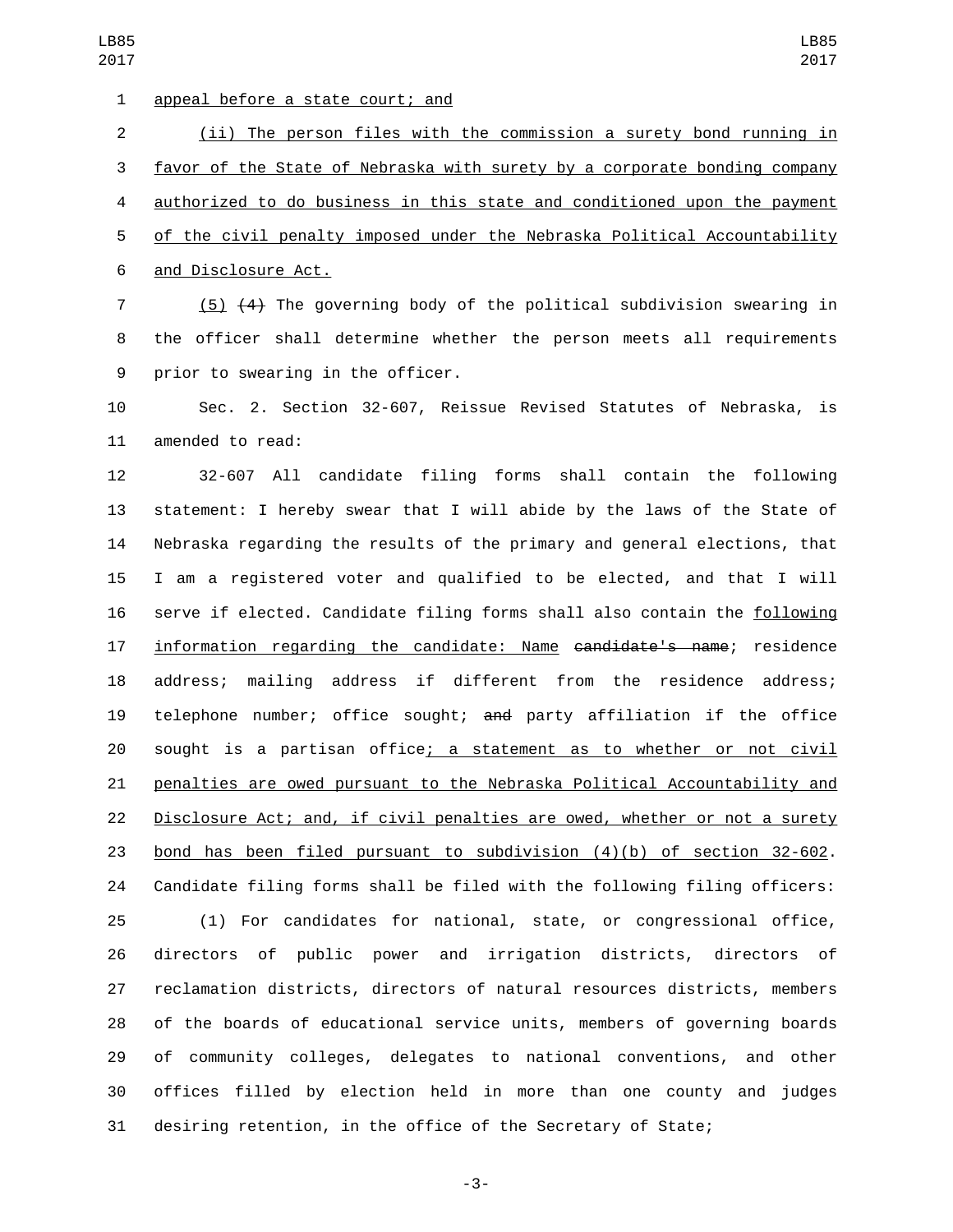appeal before a state court; and

(ii) The person files with the commission a surety bond running in favor of the State of Nebraska with surety by a corporate bonding company authorized to do business in this state and conditioned upon the payment of the civil penalty imposed under the Nebraska Political Accountability and Disclosure Act.

(5) ~~(4)~~ The governing body of the political subdivision swearing in the officer shall determine whether the person meets all requirements prior to swearing in the officer.

Sec. 2. Section 32-607, Reissue Revised Statutes of Nebraska, is amended to read:

32-607 All candidate filing forms shall contain the following statement: I hereby swear that I will abide by the laws of the State of Nebraska regarding the results of the primary and general elections, that I am a registered voter and qualified to be elected, and that I will serve if elected. Candidate filing forms shall also contain the following information regarding the candidate: Name ~~candidate's name~~; residence address; mailing address if different from the residence address; telephone number; office sought; ~~and~~ party affiliation if the office sought is a partisan office; a statement as to whether or not civil penalties are owed pursuant to the Nebraska Political Accountability and Disclosure Act; and, if civil penalties are owed, whether or not a surety bond has been filed pursuant to subdivision (4)(b) of section 32-602. Candidate filing forms shall be filed with the following filing officers:

(1) For candidates for national, state, or congressional office, directors of public power and irrigation districts, directors of reclamation districts, directors of natural resources districts, members of the boards of educational service units, members of governing boards of community colleges, delegates to national conventions, and other offices filled by election held in more than one county and judges desiring retention, in the office of the Secretary of State;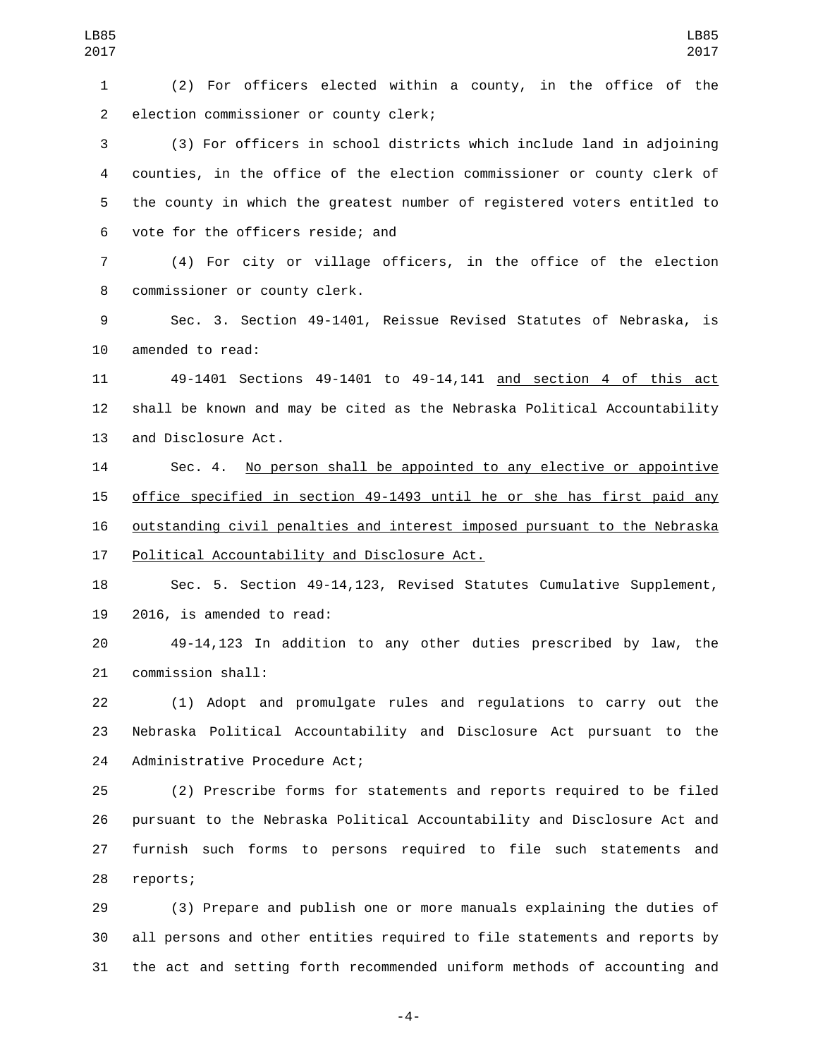(2) For officers elected within a county, in the office of the election commissioner or county clerk;

(3) For officers in school districts which include land in adjoining counties, in the office of the election commissioner or county clerk of the county in which the greatest number of registered voters entitled to vote for the officers reside; and

(4) For city or village officers, in the office of the election commissioner or county clerk.

Sec. 3. Section 49-1401, Reissue Revised Statutes of Nebraska, is amended to read:

49-1401 Sections 49-1401 to 49-14,141 <u>and section 4 of this act</u> shall be known and may be cited as the Nebraska Political Accountability and Disclosure Act.

Sec. 4. <u>No person shall be appointed to any elective or appointive office specified in section 49-1493 until he or she has first paid any outstanding civil penalties and interest imposed pursuant to the Nebraska Political Accountability and Disclosure Act.</u>

Sec. 5. Section 49-14,123, Revised Statutes Cumulative Supplement, 2016, is amended to read:

49-14,123 In addition to any other duties prescribed by law, the commission shall:

(1) Adopt and promulgate rules and regulations to carry out the Nebraska Political Accountability and Disclosure Act pursuant to the Administrative Procedure Act;

(2) Prescribe forms for statements and reports required to be filed pursuant to the Nebraska Political Accountability and Disclosure Act and furnish such forms to persons required to file such statements and reports;

(3) Prepare and publish one or more manuals explaining the duties of all persons and other entities required to file statements and reports by the act and setting forth recommended uniform methods of accounting and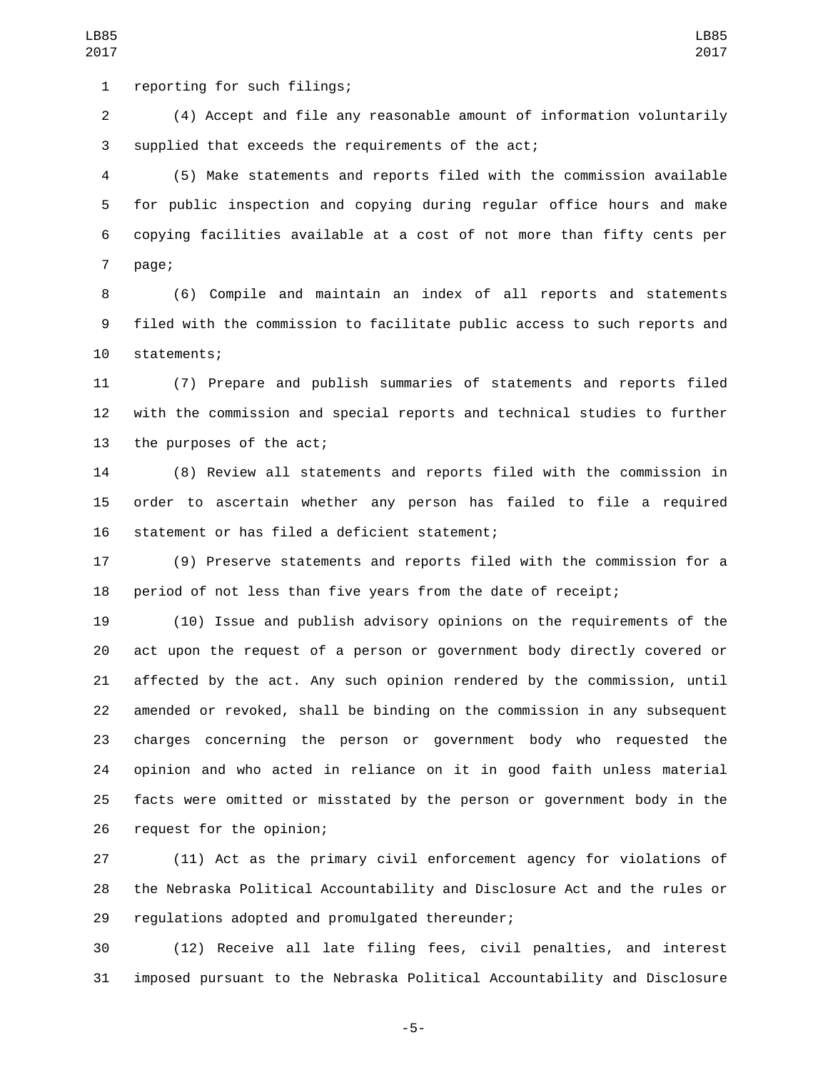reporting for such filings;

(4) Accept and file any reasonable amount of information voluntarily supplied that exceeds the requirements of the act;

(5) Make statements and reports filed with the commission available for public inspection and copying during regular office hours and make copying facilities available at a cost of not more than fifty cents per page;

(6) Compile and maintain an index of all reports and statements filed with the commission to facilitate public access to such reports and statements;

(7) Prepare and publish summaries of statements and reports filed with the commission and special reports and technical studies to further the purposes of the act;

(8) Review all statements and reports filed with the commission in order to ascertain whether any person has failed to file a required statement or has filed a deficient statement;

(9) Preserve statements and reports filed with the commission for a period of not less than five years from the date of receipt;

(10) Issue and publish advisory opinions on the requirements of the act upon the request of a person or government body directly covered or affected by the act. Any such opinion rendered by the commission, until amended or revoked, shall be binding on the commission in any subsequent charges concerning the person or government body who requested the opinion and who acted in reliance on it in good faith unless material facts were omitted or misstated by the person or government body in the request for the opinion;

(11) Act as the primary civil enforcement agency for violations of the Nebraska Political Accountability and Disclosure Act and the rules or regulations adopted and promulgated thereunder;

(12) Receive all late filing fees, civil penalties, and interest imposed pursuant to the Nebraska Political Accountability and Disclosure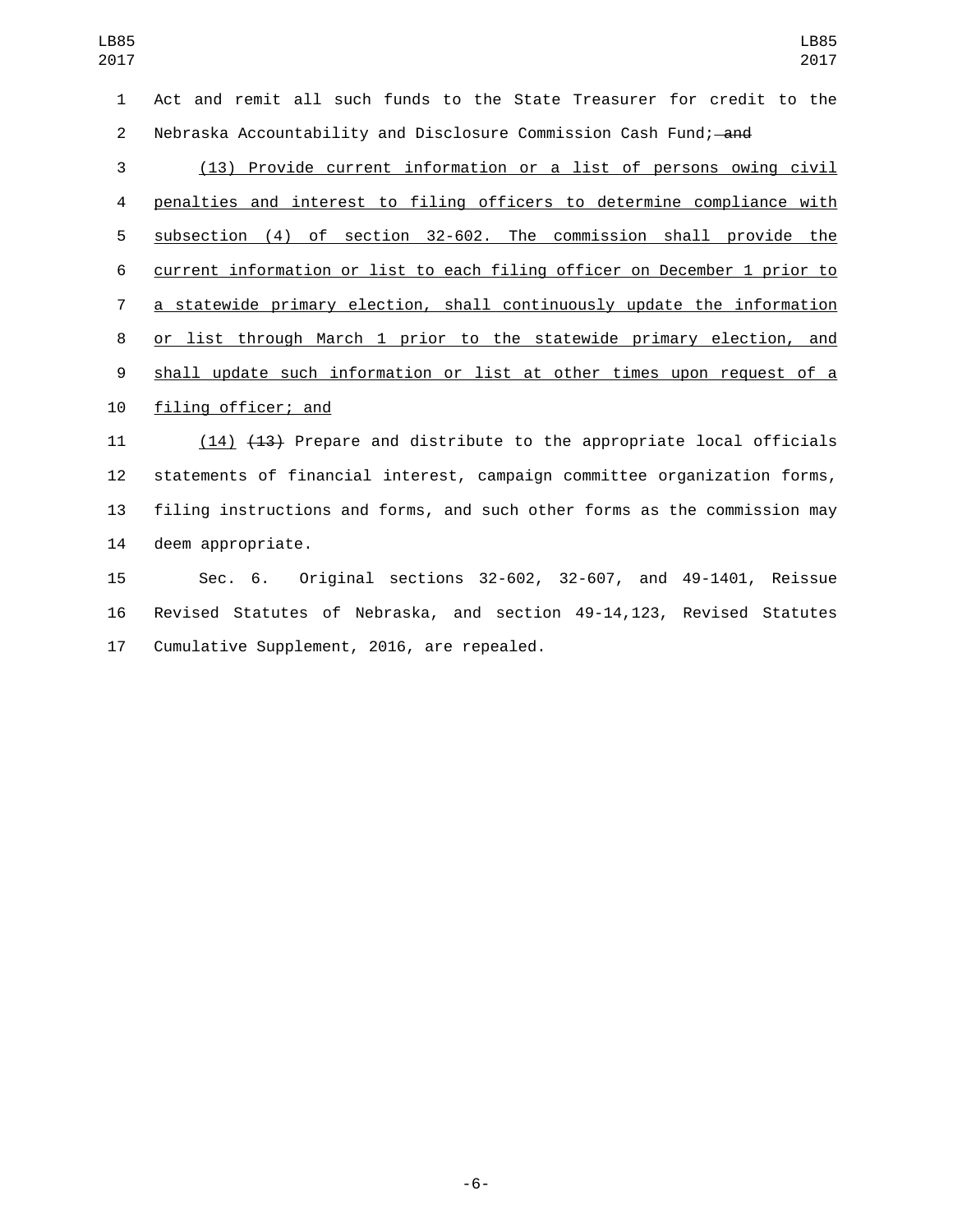Act and remit all such funds to the State Treasurer for credit to the Nebraska Accountability and Disclosure Commission Cash Fund; ~~and~~

(13) Provide current information or a list of persons owing civil penalties and interest to filing officers to determine compliance with subsection (4) of section 32-602. The commission shall provide the current information or list to each filing officer on December 1 prior to a statewide primary election, shall continuously update the information or list through March 1 prior to the statewide primary election, and shall update such information or list at other times upon request of a filing officer; and

(14) ~~(13)~~ Prepare and distribute to the appropriate local officials statements of financial interest, campaign committee organization forms, filing instructions and forms, and such other forms as the commission may deem appropriate.

Sec. 6. Original sections 32-602, 32-607, and 49-1401, Reissue Revised Statutes of Nebraska, and section 49-14,123, Revised Statutes Cumulative Supplement, 2016, are repealed.